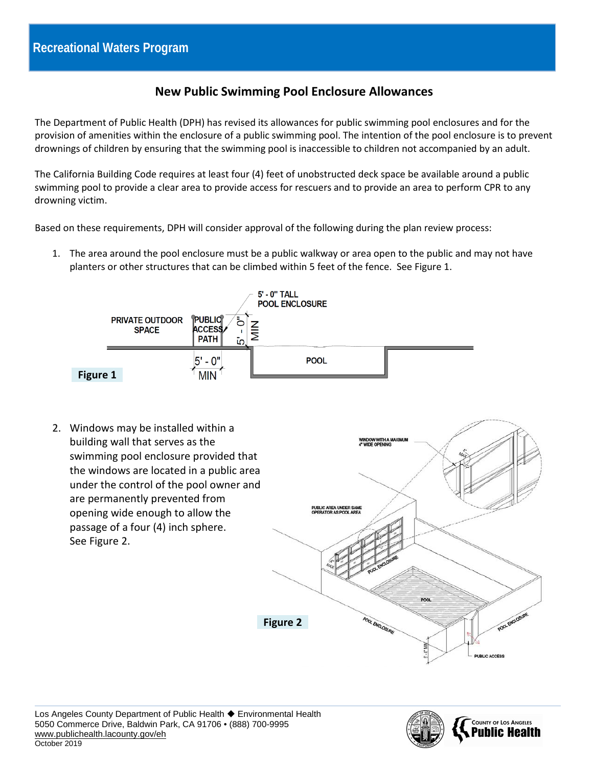## Recreational Waters Program

# New Public Swimming Pool Enclosure Allowances

The Department of Public Health (DPH) has revised its allowances for public swimming pool enclosures and for the provision of amenities within the enclosure of a public swimming pool. The intention of the pool enclosure is to prevent drownings of children by ensuring that the swimming pool is inaccessible to children not accompanied by an adult.

The California Building Code requires at least four (4) feet of unobstructed deck space be available around a public swimming pool to provide a clear area to provide access for rescuers and to provide an area to perform CPR to any drowning victim.

Based on these requirements, DPH will consider approval of the following during the plan review process:

1. The area around the pool enclosure must be a public walkway or area open to the public and may not have planters or other structures that can be climbed within 5 feet of the fence. See Figure 1.

**Figure 1**

2. Windows may be installed within a building wall that serves as the swimming pool enclosure provided that the windows are located in a public area under the control of the pool owner and are permanently prevented from opening wide enough to allow the passage of a four (4) inch sphere. See Figure 2.

**Figure 2**

Los Angeles County Department of Public Health ◆ Environmental Health
5050 Commerce Drive, Baldwin Park, CA 91706 • (888) 700-9995
www.publichealth.lacounty.gov/eh
October 2019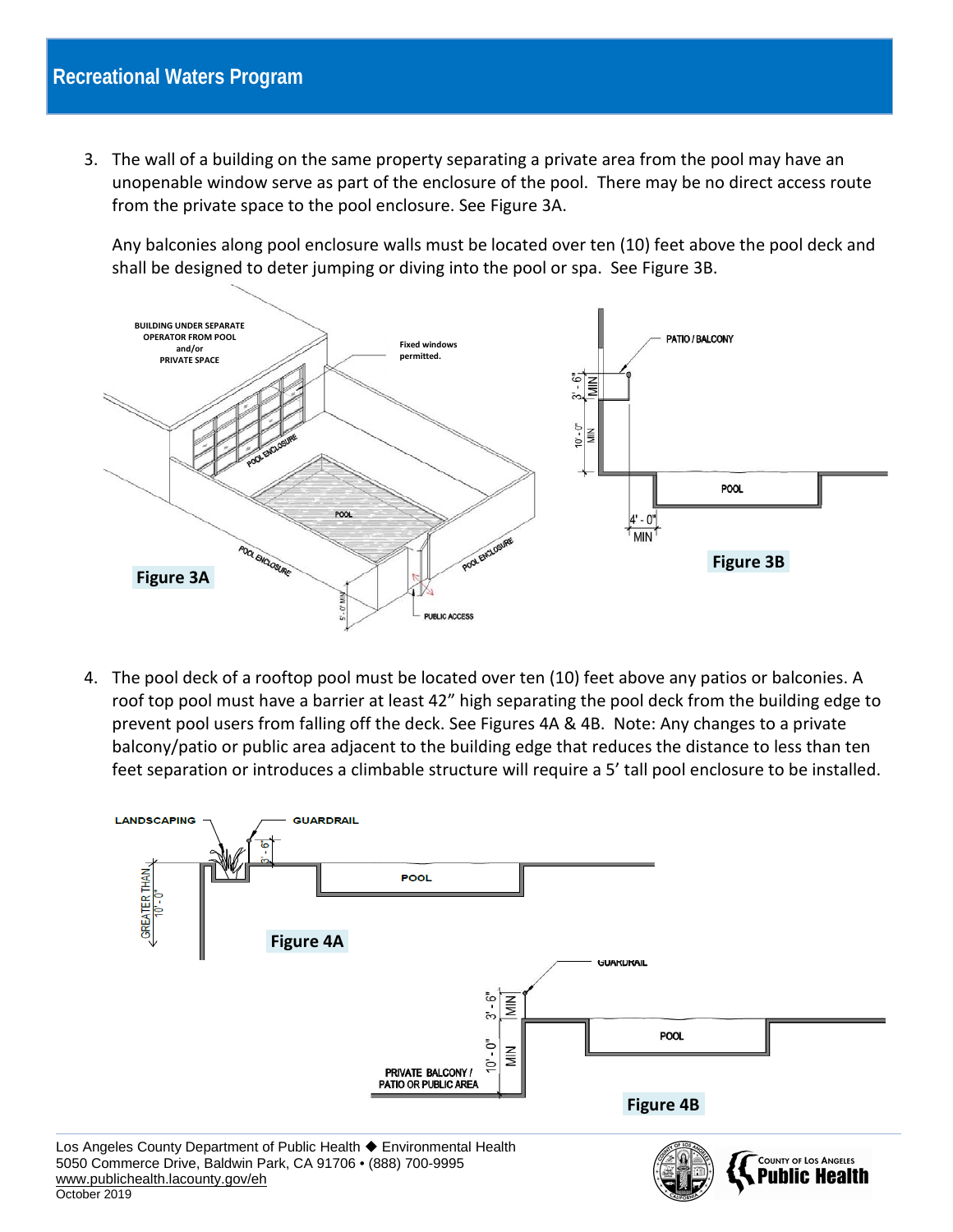3. The wall of a building on the same property separating a private area from the pool may have an unopenable window serve as part of the enclosure of the pool. There may be no direct access route from the private space to the pool enclosure. See Figure 3A.

   Any balconies along pool enclosure walls must be located over ten (10) feet above the pool deck and shall be designed to deter jumping or diving into the pool or spa. See Figure 3B.

Figure 3A

Figure 3B

4. The pool deck of a rooftop pool must be located over ten (10) feet above any patios or balconies. A roof top pool must have a barrier at least 42" high separating the pool deck from the building edge to prevent pool users from falling off the deck. See Figures 4A & 4B. Note: Any changes to a private balcony/patio or public area adjacent to the building edge that reduces the distance to less than ten feet separation or introduces a climbable structure will require a 5' tall pool enclosure to be installed.

Figure 4A

Figure 4B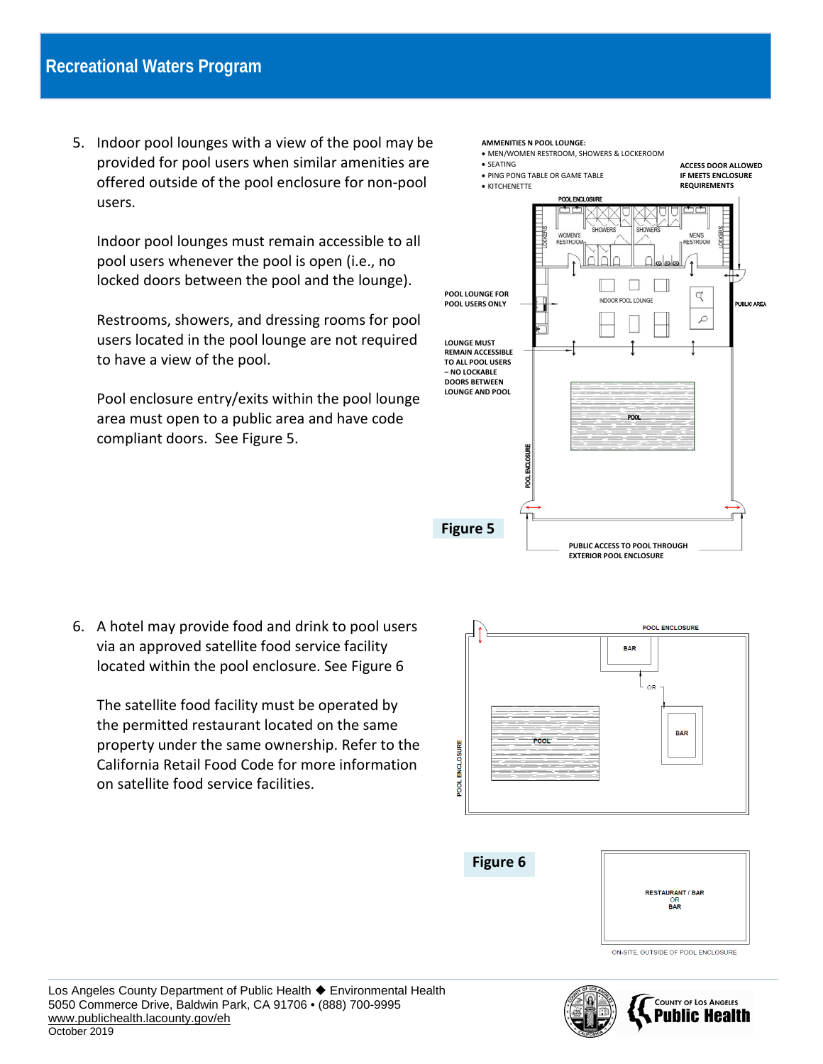5. Indoor pool lounges with a view of the pool may be provided for pool users when similar amenities are offered outside of the pool enclosure for non-pool users.

   Indoor pool lounges must remain accessible to all pool users whenever the pool is open (i.e., no locked doors between the pool and the lounge).

   Restrooms, showers, and dressing rooms for pool users located in the pool lounge are not required to have a view of the pool.

   Pool enclosure entry/exits within the pool lounge area must open to a public area and have code compliant doors. See Figure 5.

**AMMENITIES N POOL LOUNGE:**

- MEN/WOMEN RESTROOM, SHOWERS & LOCKEROOM
- SEATING
- PING PONG TABLE OR GAME TABLE
- KITCHENETTE

**ACCESS DOOR ALLOWED IF MEETS ENCLOSURE REQUIREMENTS**

**POOL LOUNGE FOR POOL USERS ONLY**

**LOUNGE MUST REMAIN ACCESSIBLE TO ALL POOL USERS – NO LOCKABLE DOORS BETWEEN LOUNGE AND POOL**

**PUBLIC ACCESS TO POOL THROUGH EXTERIOR POOL ENCLOSURE**

**Figure 5**

6. A hotel may provide food and drink to pool users via an approved satellite food service facility located within the pool enclosure. See Figure 6

   The satellite food facility must be operated by the permitted restaurant located on the same property under the same ownership. Refer to the California Retail Food Code for more information on satellite food service facilities.

**Figure 6**

RESTAURANT / BAR OR BAR

ON-SITE, OUTSIDE OF POOL ENCLOSURE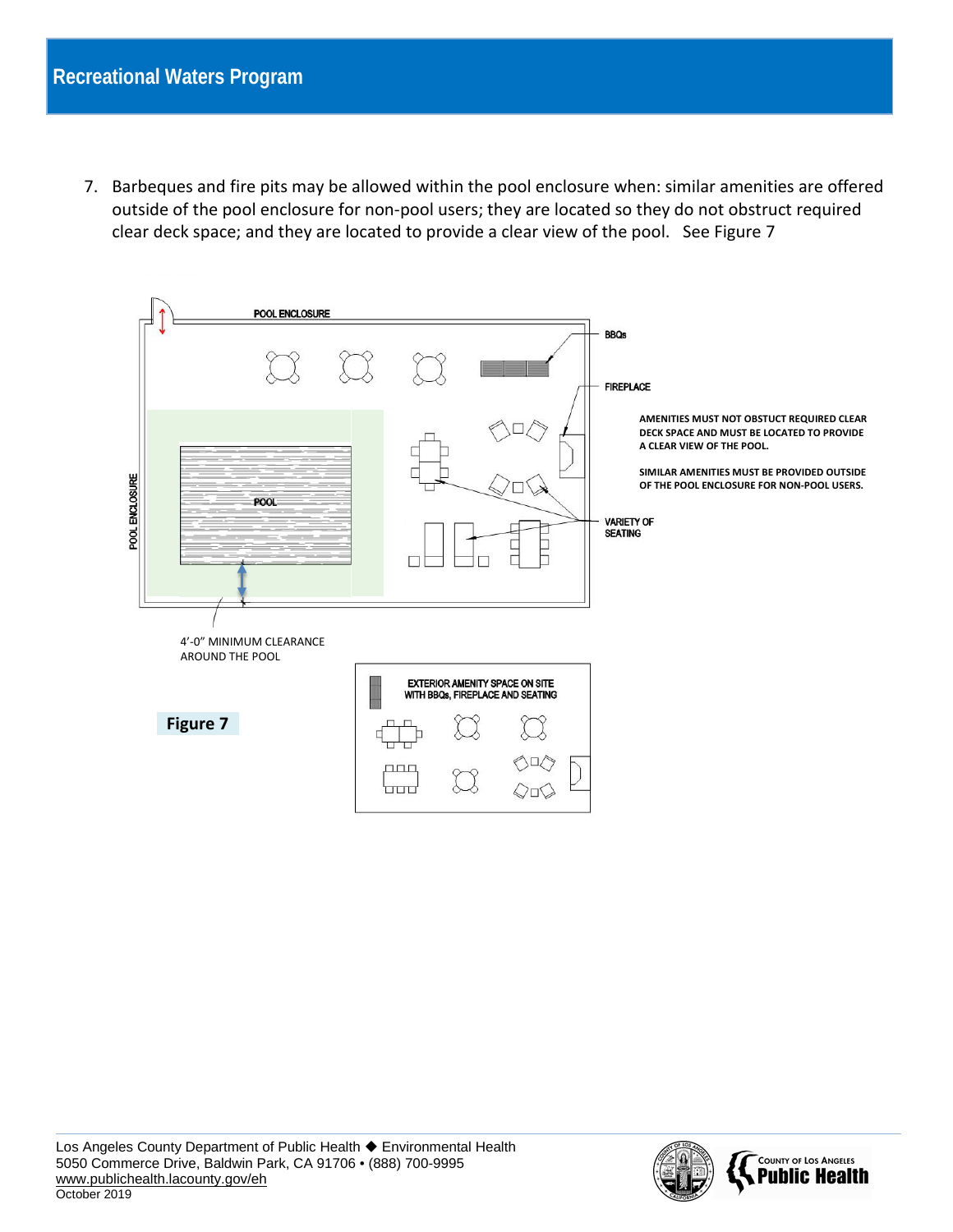7. Barbeques and fire pits may be allowed within the pool enclosure when: similar amenities are offered outside of the pool enclosure for non-pool users; they are located so they do not obstruct required clear deck space; and they are located to provide a clear view of the pool. See Figure 7

POOL ENCLOSURE

BBQs

FIREPLACE

**AMENITIES MUST NOT OBSTUCT REQUIRED CLEAR DECK SPACE AND MUST BE LOCATED TO PROVIDE A CLEAR VIEW OF THE POOL.**

**SIMILAR AMENITIES MUST BE PROVIDED OUTSIDE OF THE POOL ENCLOSURE FOR NON-POOL USERS.**

POOL ENCLOSURE

POOL

VARIETY OF SEATING

4'-0" MINIMUM CLEARANCE AROUND THE POOL

EXTERIOR AMENITY SPACE ON SITE WITH BBQs, FIREPLACE AND SEATING

**Figure 7**